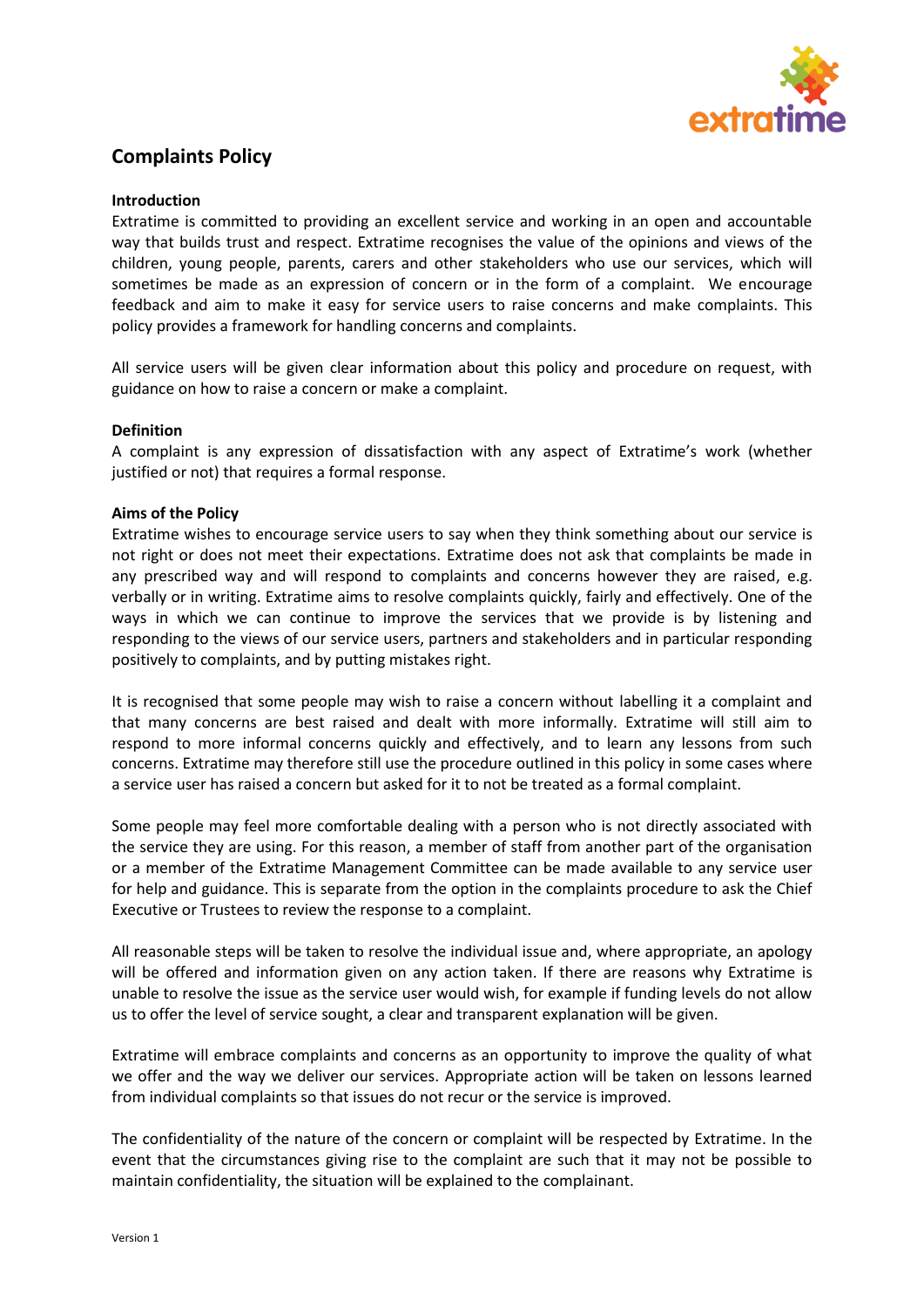# Complaints Policy

## Introduction

Extratime is committed to providing an excellent service and working in an open and accountable way that builds trust and respect. Extratime recognises the value of the opinions and views of the children, young people, parents, carers and other stakeholders who use our services, which will sometimes be made as an expression of concern or in the form of a complaint. We encourage feedback and aim to make it easy for service users to raise concerns and make complaints. This policy provides a framework for handling concerns and complaints.

All service users will be given clear information about this policy and procedure on request, with guidance on how to raise a concern or make a complaint.

## Definition

A complaint is any expression of dissatisfaction with any aspect of Extratime's work (whether justified or not) that requires a formal response.

## Aims of the Policy

Extratime wishes to encourage service users to say when they think something about our service is not right or does not meet their expectations. Extratime does not ask that complaints be made in any prescribed way and will respond to complaints and concerns however they are raised, e.g. verbally or in writing. Extratime aims to resolve complaints quickly, fairly and effectively. One of the ways in which we can continue to improve the services that we provide is by listening and responding to the views of our service users, partners and stakeholders and in particular responding positively to complaints, and by putting mistakes right.

It is recognised that some people may wish to raise a concern without labelling it a complaint and that many concerns are best raised and dealt with more informally. Extratime will still aim to respond to more informal concerns quickly and effectively, and to learn any lessons from such concerns. Extratime may therefore still use the procedure outlined in this policy in some cases where a service user has raised a concern but asked for it to not be treated as a formal complaint.

Some people may feel more comfortable dealing with a person who is not directly associated with the service they are using. For this reason, a member of staff from another part of the organisation or a member of the Extratime Management Committee can be made available to any service user for help and guidance. This is separate from the option in the complaints procedure to ask the Chief Executive or Trustees to review the response to a complaint.

All reasonable steps will be taken to resolve the individual issue and, where appropriate, an apology will be offered and information given on any action taken. If there are reasons why Extratime is unable to resolve the issue as the service user would wish, for example if funding levels do not allow us to offer the level of service sought, a clear and transparent explanation will be given.

Extratime will embrace complaints and concerns as an opportunity to improve the quality of what we offer and the way we deliver our services. Appropriate action will be taken on lessons learned from individual complaints so that issues do not recur or the service is improved.

The confidentiality of the nature of the concern or complaint will be respected by Extratime. In the event that the circumstances giving rise to the complaint are such that it may not be possible to maintain confidentiality, the situation will be explained to the complainant.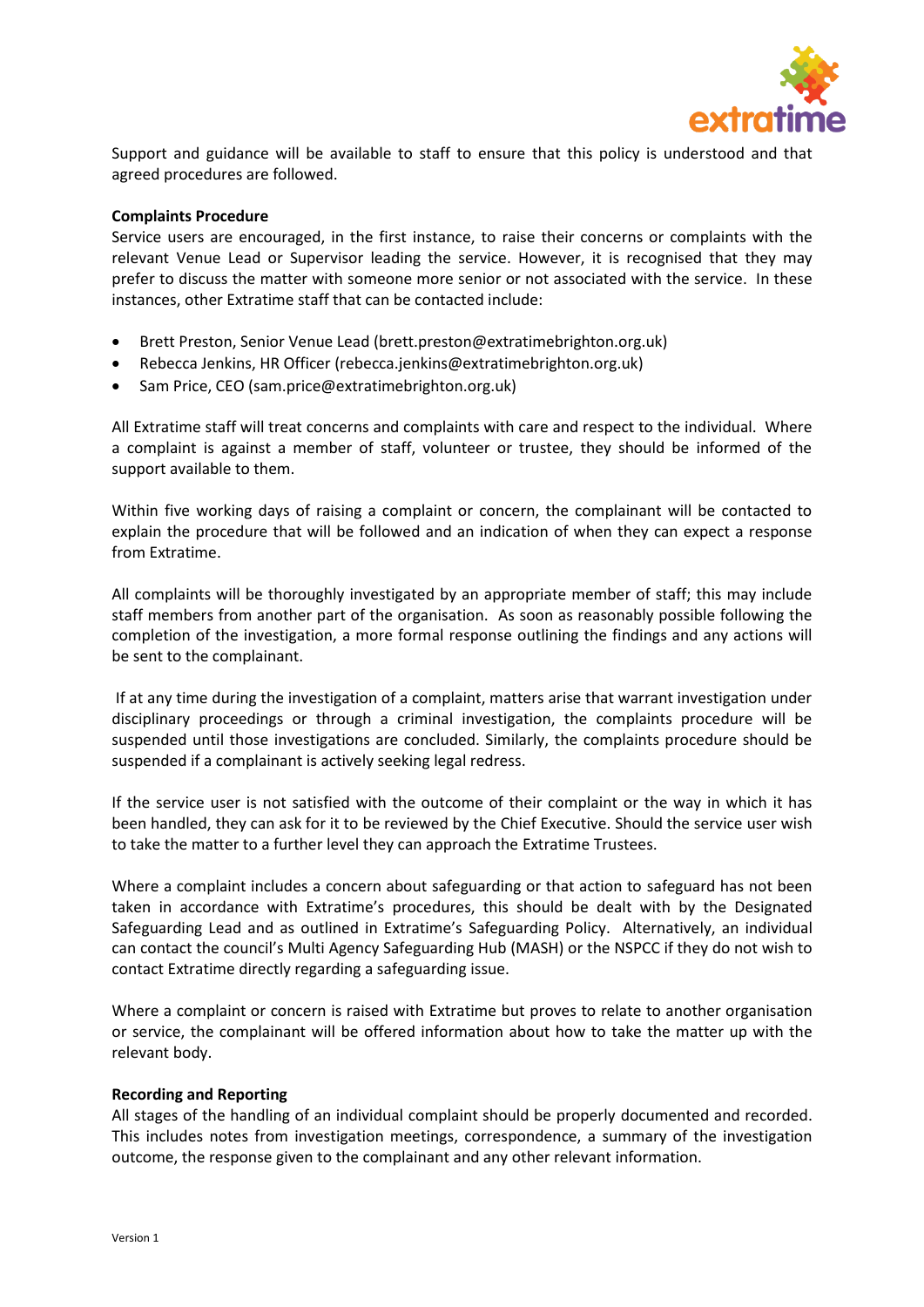Support and guidance will be available to staff to ensure that this policy is understood and that agreed procedures are followed.

**Complaints Procedure**

Service users are encouraged, in the first instance, to raise their concerns or complaints with the relevant Venue Lead or Supervisor leading the service. However, it is recognised that they may prefer to discuss the matter with someone more senior or not associated with the service. In these instances, other Extratime staff that can be contacted include:

- Brett Preston, Senior Venue Lead (brett.preston@extratimebrighton.org.uk)
- Rebecca Jenkins, HR Officer (rebecca.jenkins@extratimebrighton.org.uk)
- Sam Price, CEO (sam.price@extratimebrighton.org.uk)

All Extratime staff will treat concerns and complaints with care and respect to the individual. Where a complaint is against a member of staff, volunteer or trustee, they should be informed of the support available to them.

Within five working days of raising a complaint or concern, the complainant will be contacted to explain the procedure that will be followed and an indication of when they can expect a response from Extratime.

All complaints will be thoroughly investigated by an appropriate member of staff; this may include staff members from another part of the organisation. As soon as reasonably possible following the completion of the investigation, a more formal response outlining the findings and any actions will be sent to the complainant.

If at any time during the investigation of a complaint, matters arise that warrant investigation under disciplinary proceedings or through a criminal investigation, the complaints procedure will be suspended until those investigations are concluded. Similarly, the complaints procedure should be suspended if a complainant is actively seeking legal redress.

If the service user is not satisfied with the outcome of their complaint or the way in which it has been handled, they can ask for it to be reviewed by the Chief Executive. Should the service user wish to take the matter to a further level they can approach the Extratime Trustees.

Where a complaint includes a concern about safeguarding or that action to safeguard has not been taken in accordance with Extratime's procedures, this should be dealt with by the Designated Safeguarding Lead and as outlined in Extratime's Safeguarding Policy. Alternatively, an individual can contact the council's Multi Agency Safeguarding Hub (MASH) or the NSPCC if they do not wish to contact Extratime directly regarding a safeguarding issue.

Where a complaint or concern is raised with Extratime but proves to relate to another organisation or service, the complainant will be offered information about how to take the matter up with the relevant body.

**Recording and Reporting**

All stages of the handling of an individual complaint should be properly documented and recorded. This includes notes from investigation meetings, correspondence, a summary of the investigation outcome, the response given to the complainant and any other relevant information.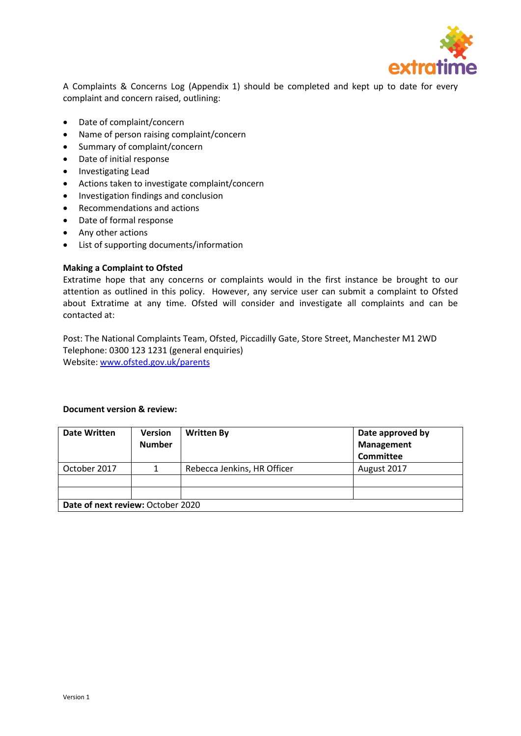A Complaints & Concerns Log (Appendix 1) should be completed and kept up to date for every complaint and concern raised, outlining:

- Date of complaint/concern
- Name of person raising complaint/concern
- Summary of complaint/concern
- Date of initial response
- Investigating Lead
- Actions taken to investigate complaint/concern
- Investigation findings and conclusion
- Recommendations and actions
- Date of formal response
- Any other actions
- List of supporting documents/information

**Making a Complaint to Ofsted**

Extratime hope that any concerns or complaints would in the first instance be brought to our attention as outlined in this policy. However, any service user can submit a complaint to Ofsted about Extratime at any time. Ofsted will consider and investigate all complaints and can be contacted at:

Post: The National Complaints Team, Ofsted, Piccadilly Gate, Store Street, Manchester M1 2WD
Telephone: 0300 123 1231 (general enquiries)
Website: [www.ofsted.gov.uk/parents](www.ofsted.gov.uk/parents)

**Document version & review:**

| Date Written | Version Number | Written By | Date approved by Management Committee |
|---|---|---|---|
| October 2017 | 1 | Rebecca Jenkins, HR Officer | August 2017 |
| | | | |
| | | | |
| **Date of next review:** October 2020 | | | |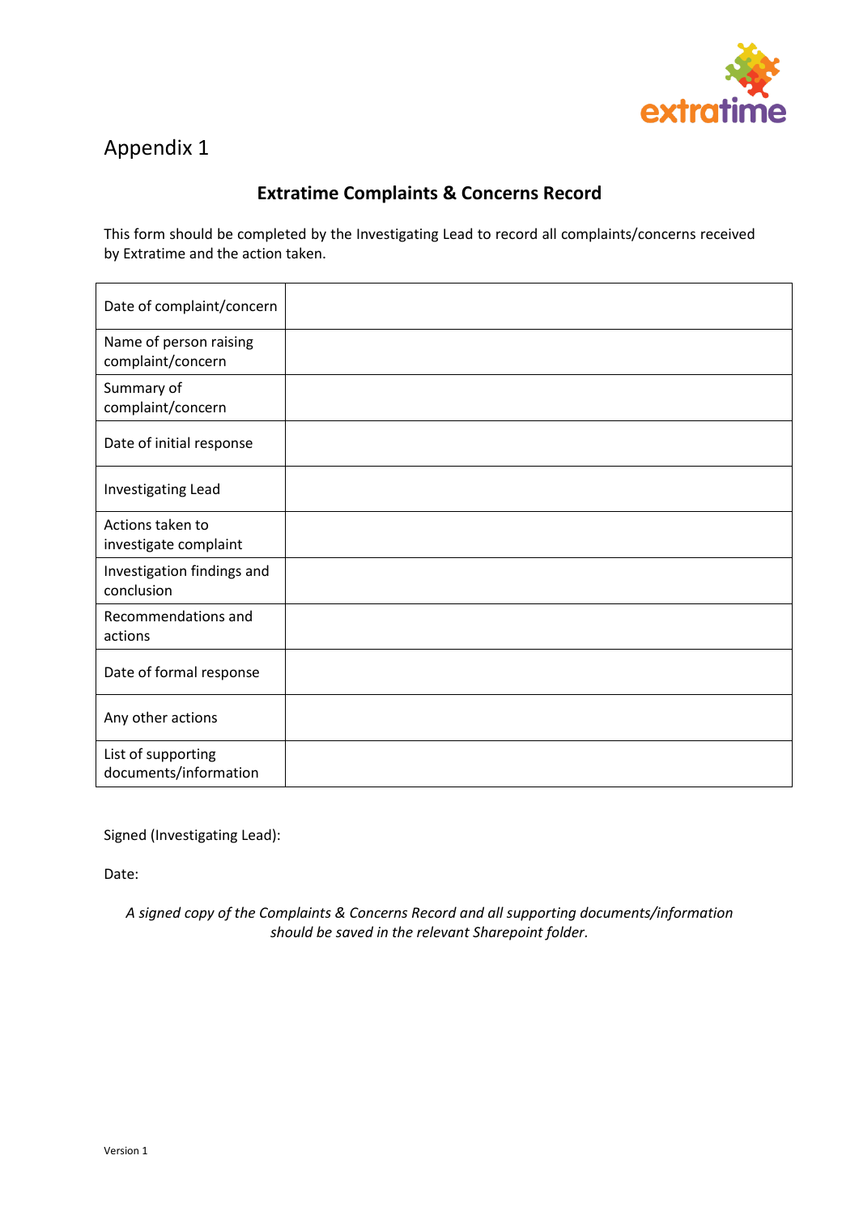Appendix 1

## Extratime Complaints & Concerns Record

This form should be completed by the Investigating Lead to record all complaints/concerns received by Extratime and the action taken.

| | |
|---|---|
| Date of complaint/concern | |
| Name of person raising complaint/concern | |
| Summary of complaint/concern | |
| Date of initial response | |
| Investigating Lead | |
| Actions taken to investigate complaint | |
| Investigation findings and conclusion | |
| Recommendations and actions | |
| Date of formal response | |
| Any other actions | |
| List of supporting documents/information | |

Signed (Investigating Lead):

Date:

*A signed copy of the Complaints & Concerns Record and all supporting documents/information should be saved in the relevant Sharepoint folder.*

Version 1